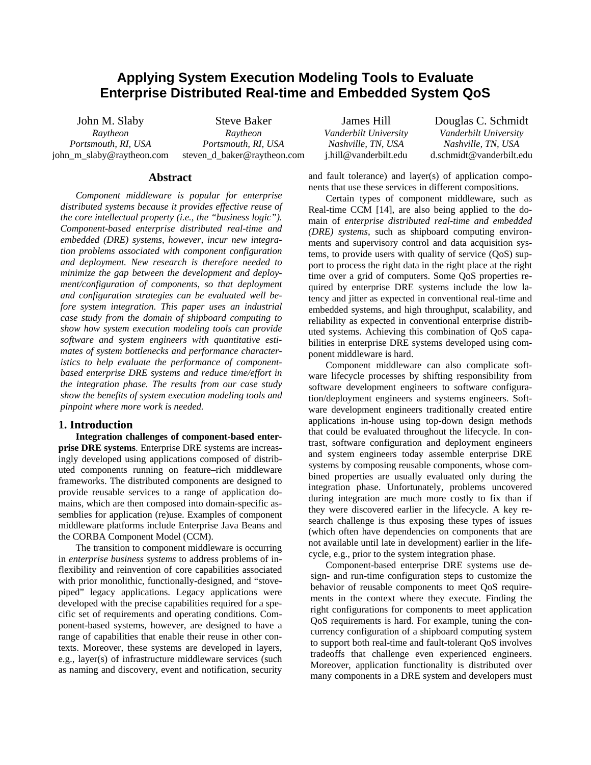# Applying System Execution Modeling Tools to Evaluate Enterprise Distributed Real-time and Embedded System QoS

John M. Slaby
*Raytheon*
*Portsmouth, RI, USA*
john_m_slaby@raytheon.com

Steve Baker
*Raytheon*
*Portsmouth, RI, USA*
steven_d_baker@raytheon.com

James Hill
*Vanderbilt University*
*Nashville, TN, USA*
j.hill@vanderbilt.edu

Douglas C. Schmidt
*Vanderbilt University*
*Nashville, TN, USA*
d.schmidt@vanderbilt.edu

## Abstract

*Component middleware is popular for enterprise distributed systems because it provides effective reuse of the core intellectual property (i.e., the "business logic"). Component-based enterprise distributed real-time and embedded (DRE) systems, however, incur new integration problems associated with component configuration and deployment. New research is therefore needed to minimize the gap between the development and deployment/configuration of components, so that deployment and configuration strategies can be evaluated well before system integration. This paper uses an industrial case study from the domain of shipboard computing to show how system execution modeling tools can provide software and system engineers with quantitative estimates of system bottlenecks and performance characteristics to help evaluate the performance of component-based enterprise DRE systems and reduce time/effort in the integration phase. The results from our case study show the benefits of system execution modeling tools and pinpoint where more work is needed.*

## 1. Introduction

**Integration challenges of component-based enterprise DRE systems**. Enterprise DRE systems are increasingly developed using applications composed of distributed components running on feature–rich middleware frameworks. The distributed components are designed to provide reusable services to a range of application domains, which are then composed into domain-specific assemblies for application (re)use. Examples of component middleware platforms include Enterprise Java Beans and the CORBA Component Model (CCM).

The transition to component middleware is occurring in *enterprise business systems* to address problems of inflexibility and reinvention of core capabilities associated with prior monolithic, functionally-designed, and "stove-piped" legacy applications. Legacy applications were developed with the precise capabilities required for a specific set of requirements and operating conditions. Component-based systems, however, are designed to have a range of capabilities that enable their reuse in other contexts. Moreover, these systems are developed in layers, e.g., layer(s) of infrastructure middleware services (such as naming and discovery, event and notification, security and fault tolerance) and layer(s) of application components that use these services in different compositions.

Certain types of component middleware, such as Real-time CCM [14], are also being applied to the domain of *enterprise distributed real-time and embedded (DRE) systems*, such as shipboard computing environments and supervisory control and data acquisition systems, to provide users with quality of service (QoS) support to process the right data in the right place at the right time over a grid of computers. Some QoS properties required by enterprise DRE systems include the low latency and jitter as expected in conventional real-time and embedded systems, and high throughput, scalability, and reliability as expected in conventional enterprise distributed systems. Achieving this combination of QoS capabilities in enterprise DRE systems developed using component middleware is hard.

Component middleware can also complicate software lifecycle processes by shifting responsibility from software development engineers to software configuration/deployment engineers and systems engineers. Software development engineers traditionally created entire applications in-house using top-down design methods that could be evaluated throughout the lifecycle. In contrast, software configuration and deployment engineers and system engineers today assemble enterprise DRE systems by composing reusable components, whose combined properties are usually evaluated only during the integration phase. Unfortunately, problems uncovered during integration are much more costly to fix than if they were discovered earlier in the lifecycle. A key research challenge is thus exposing these types of issues (which often have dependencies on components that are not available until late in development) earlier in the lifecycle, e.g., prior to the system integration phase.

Component-based enterprise DRE systems use design- and run-time configuration steps to customize the behavior of reusable components to meet QoS requirements in the context where they execute. Finding the right configurations for components to meet application QoS requirements is hard. For example, tuning the concurrency configuration of a shipboard computing system to support both real-time and fault-tolerant QoS involves tradeoffs that challenge even experienced engineers. Moreover, application functionality is distributed over many components in a DRE system and developers must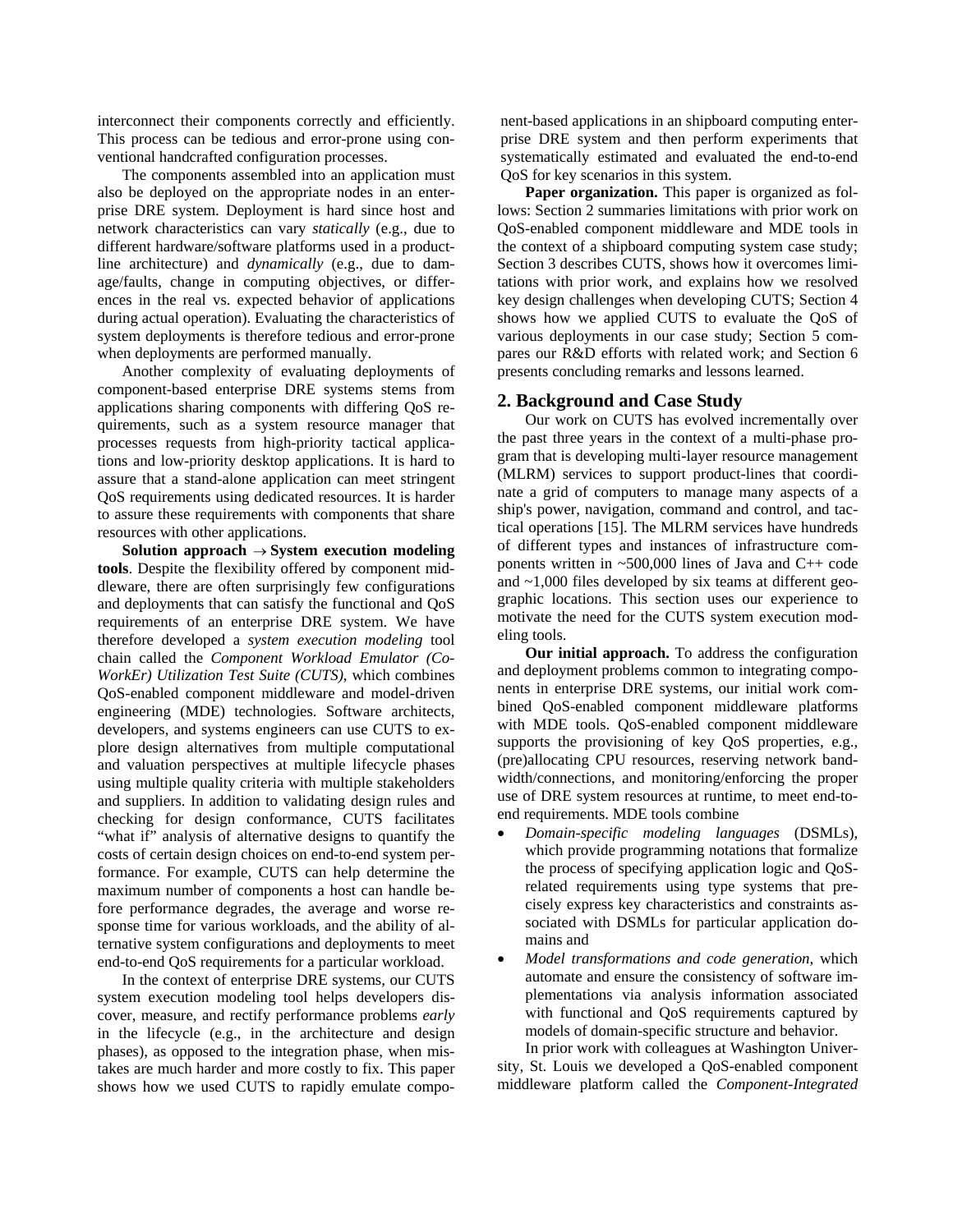interconnect their components correctly and efficiently. This process can be tedious and error-prone using conventional handcrafted configuration processes.

The components assembled into an application must also be deployed on the appropriate nodes in an enterprise DRE system. Deployment is hard since host and network characteristics can vary *statically* (e.g., due to different hardware/software platforms used in a product-line architecture) and *dynamically* (e.g., due to damage/faults, change in computing objectives, or differences in the real vs. expected behavior of applications during actual operation). Evaluating the characteristics of system deployments is therefore tedious and error-prone when deployments are performed manually.

Another complexity of evaluating deployments of component-based enterprise DRE systems stems from applications sharing components with differing QoS requirements, such as a system resource manager that processes requests from high-priority tactical applications and low-priority desktop applications. It is hard to assure that a stand-alone application can meet stringent QoS requirements using dedicated resources. It is harder to assure these requirements with components that share resources with other applications.

**Solution approach → System execution modeling tools**. Despite the flexibility offered by component middleware, there are often surprisingly few configurations and deployments that can satisfy the functional and QoS requirements of an enterprise DRE system. We have therefore developed a *system execution modeling* tool chain called the *Component Workload Emulator (CoWorkEr) Utilization Test Suite (CUTS)*, which combines QoS-enabled component middleware and model-driven engineering (MDE) technologies. Software architects, developers, and systems engineers can use CUTS to explore design alternatives from multiple computational and valuation perspectives at multiple lifecycle phases using multiple quality criteria with multiple stakeholders and suppliers. In addition to validating design rules and checking for design conformance, CUTS facilitates "what if" analysis of alternative designs to quantify the costs of certain design choices on end-to-end system performance. For example, CUTS can help determine the maximum number of components a host can handle before performance degrades, the average and worse response time for various workloads, and the ability of alternative system configurations and deployments to meet end-to-end QoS requirements for a particular workload.

In the context of enterprise DRE systems, our CUTS system execution modeling tool helps developers discover, measure, and rectify performance problems *early* in the lifecycle (e.g., in the architecture and design phases), as opposed to the integration phase, when mistakes are much harder and more costly to fix. This paper shows how we used CUTS to rapidly emulate component-based applications in an shipboard computing enterprise DRE system and then perform experiments that systematically estimated and evaluated the end-to-end QoS for key scenarios in this system.

**Paper organization.** This paper is organized as follows: Section 2 summaries limitations with prior work on QoS-enabled component middleware and MDE tools in the context of a shipboard computing system case study; Section 3 describes CUTS, shows how it overcomes limitations with prior work, and explains how we resolved key design challenges when developing CUTS; Section 4 shows how we applied CUTS to evaluate the QoS of various deployments in our case study; Section 5 compares our R&D efforts with related work; and Section 6 presents concluding remarks and lessons learned.

## 2. Background and Case Study

Our work on CUTS has evolved incrementally over the past three years in the context of a multi-phase program that is developing multi-layer resource management (MLRM) services to support product-lines that coordinate a grid of computers to manage many aspects of a ship's power, navigation, command and control, and tactical operations [15]. The MLRM services have hundreds of different types and instances of infrastructure components written in ~500,000 lines of Java and C++ code and ~1,000 files developed by six teams at different geographic locations. This section uses our experience to motivate the need for the CUTS system execution modeling tools.

**Our initial approach.** To address the configuration and deployment problems common to integrating components in enterprise DRE systems, our initial work combined QoS-enabled component middleware platforms with MDE tools. QoS-enabled component middleware supports the provisioning of key QoS properties, e.g., (pre)allocating CPU resources, reserving network bandwidth/connections, and monitoring/enforcing the proper use of DRE system resources at runtime, to meet end-to-end requirements. MDE tools combine

- *Domain-specific modeling languages* (DSMLs), which provide programming notations that formalize the process of specifying application logic and QoS-related requirements using type systems that precisely express key characteristics and constraints associated with DSMLs for particular application domains and
- *Model transformations and code generation*, which automate and ensure the consistency of software implementations via analysis information associated with functional and QoS requirements captured by models of domain-specific structure and behavior.

In prior work with colleagues at Washington University, St. Louis we developed a QoS-enabled component middleware platform called the *Component-Integrated*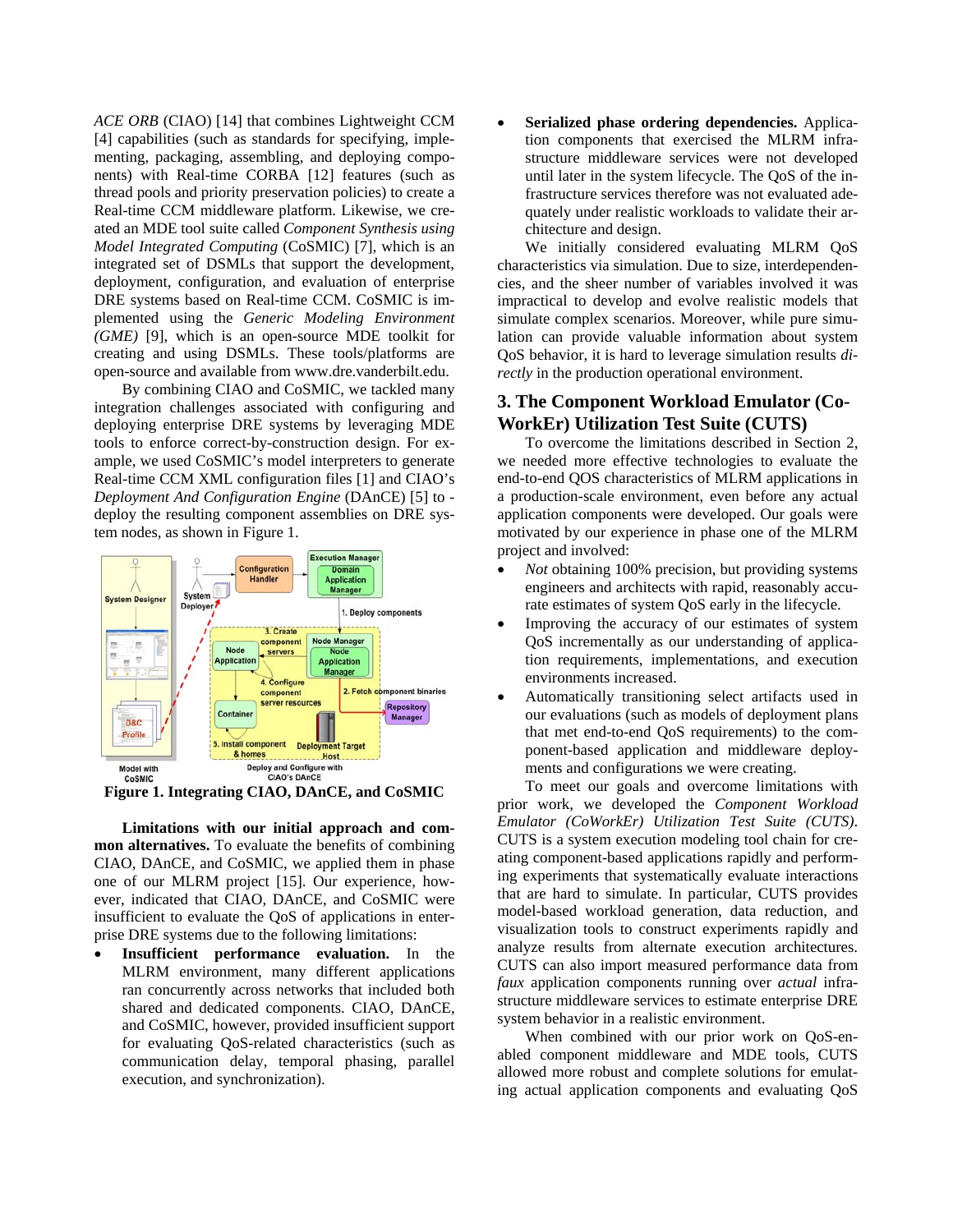*ACE ORB* (CIAO) [14] that combines Lightweight CCM [4] capabilities (such as standards for specifying, implementing, packaging, assembling, and deploying components) with Real-time CORBA [12] features (such as thread pools and priority preservation policies) to create a Real-time CCM middleware platform. Likewise, we created an MDE tool suite called *Component Synthesis using Model Integrated Computing* (CoSMIC) [7], which is an integrated set of DSMLs that support the development, deployment, configuration, and evaluation of enterprise DRE systems based on Real-time CCM. CoSMIC is implemented using the *Generic Modeling Environment (GME)* [9], which is an open-source MDE toolkit for creating and using DSMLs. These tools/platforms are open-source and available from www.dre.vanderbilt.edu.

By combining CIAO and CoSMIC, we tackled many integration challenges associated with configuring and deploying enterprise DRE systems by leveraging MDE tools to enforce correct-by-construction design. For example, we used CoSMIC's model interpreters to generate Real-time CCM XML configuration files [1] and CIAO's *Deployment And Configuration Engine* (DAnCE) [5] to -deploy the resulting component assemblies on DRE system nodes, as shown in Figure 1.

System Designer
System Deployer
Configuration Handler
Execution Manager
Domain Application Manager
1. Deploy components
3. Create component servers
Node Application
Node Manager
Node Application Manager
4. Configure component server resources
2. Fetch component binaries
Repository Manager
Container
D&C Profile
5. Install component & homes
Deployment Target Host
Model with CoSMIC
Deploy and Configure with CIAO's DAnCE

**Figure 1. Integrating CIAO, DAnCE, and CoSMIC**

**Limitations with our initial approach and common alternatives.** To evaluate the benefits of combining CIAO, DAnCE, and CoSMIC, we applied them in phase one of our MLRM project [15]. Our experience, however, indicated that CIAO, DAnCE, and CoSMIC were insufficient to evaluate the QoS of applications in enterprise DRE systems due to the following limitations:

- **Insufficient performance evaluation.** In the MLRM environment, many different applications ran concurrently across networks that included both shared and dedicated components. CIAO, DAnCE, and CoSMIC, however, provided insufficient support for evaluating QoS-related characteristics (such as communication delay, temporal phasing, parallel execution, and synchronization).
- **Serialized phase ordering dependencies.** Application components that exercised the MLRM infrastructure middleware services were not developed until later in the system lifecycle. The QoS of the infrastructure services therefore was not evaluated adequately under realistic workloads to validate their architecture and design.

We initially considered evaluating MLRM QoS characteristics via simulation. Due to size, interdependencies, and the sheer number of variables involved it was impractical to develop and evolve realistic models that simulate complex scenarios. Moreover, while pure simulation can provide valuable information about system QoS behavior, it is hard to leverage simulation results *directly* in the production operational environment.

## 3. The Component Workload Emulator (CoWorkEr) Utilization Test Suite (CUTS)

To overcome the limitations described in Section 2, we needed more effective technologies to evaluate the end-to-end QOS characteristics of MLRM applications in a production-scale environment, even before any actual application components were developed. Our goals were motivated by our experience in phase one of the MLRM project and involved:

- *Not* obtaining 100% precision, but providing systems engineers and architects with rapid, reasonably accurate estimates of system QoS early in the lifecycle.
- Improving the accuracy of our estimates of system QoS incrementally as our understanding of application requirements, implementations, and execution environments increased.
- Automatically transitioning select artifacts used in our evaluations (such as models of deployment plans that met end-to-end QoS requirements) to the component-based application and middleware deployments and configurations we were creating.

To meet our goals and overcome limitations with prior work, we developed the *Component Workload Emulator (CoWorkEr) Utilization Test Suite (CUTS)*. CUTS is a system execution modeling tool chain for creating component-based applications rapidly and performing experiments that systematically evaluate interactions that are hard to simulate. In particular, CUTS provides model-based workload generation, data reduction, and visualization tools to construct experiments rapidly and analyze results from alternate execution architectures. CUTS can also import measured performance data from *faux* application components running over *actual* infrastructure middleware services to estimate enterprise DRE system behavior in a realistic environment.

When combined with our prior work on QoS-enabled component middleware and MDE tools, CUTS allowed more robust and complete solutions for emulating actual application components and evaluating QoS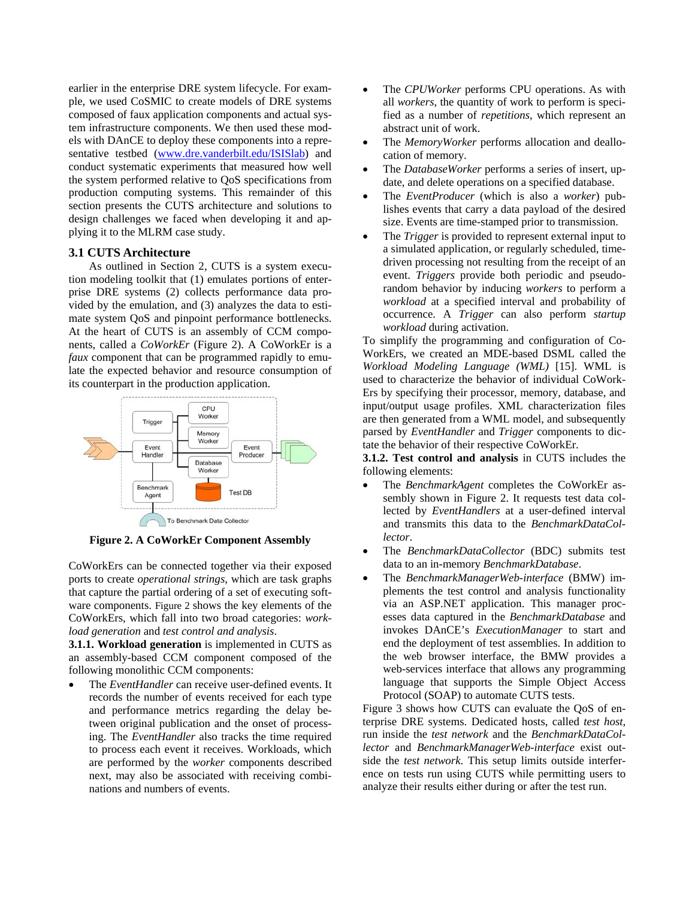earlier in the enterprise DRE system lifecycle. For example, we used CoSMIC to create models of DRE systems composed of faux application components and actual system infrastructure components. We then used these models with DAnCE to deploy these components into a representative testbed (www.dre.vanderbilt.edu/ISISlab) and conduct systematic experiments that measured how well the system performed relative to QoS specifications from production computing systems. This remainder of this section presents the CUTS architecture and solutions to design challenges we faced when developing it and applying it to the MLRM case study.

### 3.1 CUTS Architecture

As outlined in Section 2, CUTS is a system execution modeling toolkit that (1) emulates portions of enterprise DRE systems (2) collects performance data provided by the emulation, and (3) analyzes the data to estimate system QoS and pinpoint performance bottlenecks. At the heart of CUTS is an assembly of CCM components, called a *CoWorkEr* (Figure 2). A CoWorkEr is a *faux* component that can be programmed rapidly to emulate the expected behavior and resource consumption of its counterpart in the production application.

**Figure 2. A CoWorkEr Component Assembly**

CoWorkErs can be connected together via their exposed ports to create *operational strings*, which are task graphs that capture the partial ordering of a set of executing software components. Figure 2 shows the key elements of the CoWorkErs, which fall into two broad categories: *workload generation* and *test control and analysis*.

**3.1.1. Workload generation** is implemented in CUTS as an assembly-based CCM component composed of the following monolithic CCM components:

- The *EventHandler* can receive user-defined events. It records the number of events received for each type and performance metrics regarding the delay between original publication and the onset of processing. The *EventHandler* also tracks the time required to process each event it receives. Workloads, which are performed by the *worker* components described next, may also be associated with receiving combinations and numbers of events.
- The *CPUWorker* performs CPU operations. As with all *workers*, the quantity of work to perform is specified as a number of *repetitions*, which represent an abstract unit of work.
- The *MemoryWorker* performs allocation and deallocation of memory.
- The *DatabaseWorker* performs a series of insert, update, and delete operations on a specified database.
- The *EventProducer* (which is also a *worker*) publishes events that carry a data payload of the desired size. Events are time-stamped prior to transmission.
- The *Trigger* is provided to represent external input to a simulated application, or regularly scheduled, time-driven processing not resulting from the receipt of an event. *Triggers* provide both periodic and pseudo-random behavior by inducing *workers* to perform a *workload* at a specified interval and probability of occurrence. A *Trigger* can also perform *startup workload* during activation.

To simplify the programming and configuration of CoWorkErs, we created an MDE-based DSML called the *Workload Modeling Language (WML)* [15]. WML is used to characterize the behavior of individual CoWorkErs by specifying their processor, memory, database, and input/output usage profiles. XML characterization files are then generated from a WML model, and subsequently parsed by *EventHandler* and *Trigger* components to dictate the behavior of their respective CoWorkEr.

**3.1.2. Test control and analysis** in CUTS includes the following elements:

- The *BenchmarkAgent* completes the CoWorkEr assembly shown in Figure 2. It requests test data collected by *EventHandlers* at a user-defined interval and transmits this data to the *BenchmarkDataCollector*.
- The *BenchmarkDataCollector* (BDC) submits test data to an in-memory *BenchmarkDatabase*.
- The *BenchmarkManagerWeb-interface* (BMW) implements the test control and analysis functionality via an ASP.NET application. This manager processes data captured in the *BenchmarkDatabase* and invokes DAnCE's *ExecutionManager* to start and end the deployment of test assemblies. In addition to the web browser interface, the BMW provides a web-services interface that allows any programming language that supports the Simple Object Access Protocol (SOAP) to automate CUTS tests.

Figure 3 shows how CUTS can evaluate the QoS of enterprise DRE systems. Dedicated hosts, called *test host*, run inside the *test network* and the *BenchmarkDataCollector* and *BenchmarkManagerWeb-interface* exist outside the *test network*. This setup limits outside interference on tests run using CUTS while permitting users to analyze their results either during or after the test run.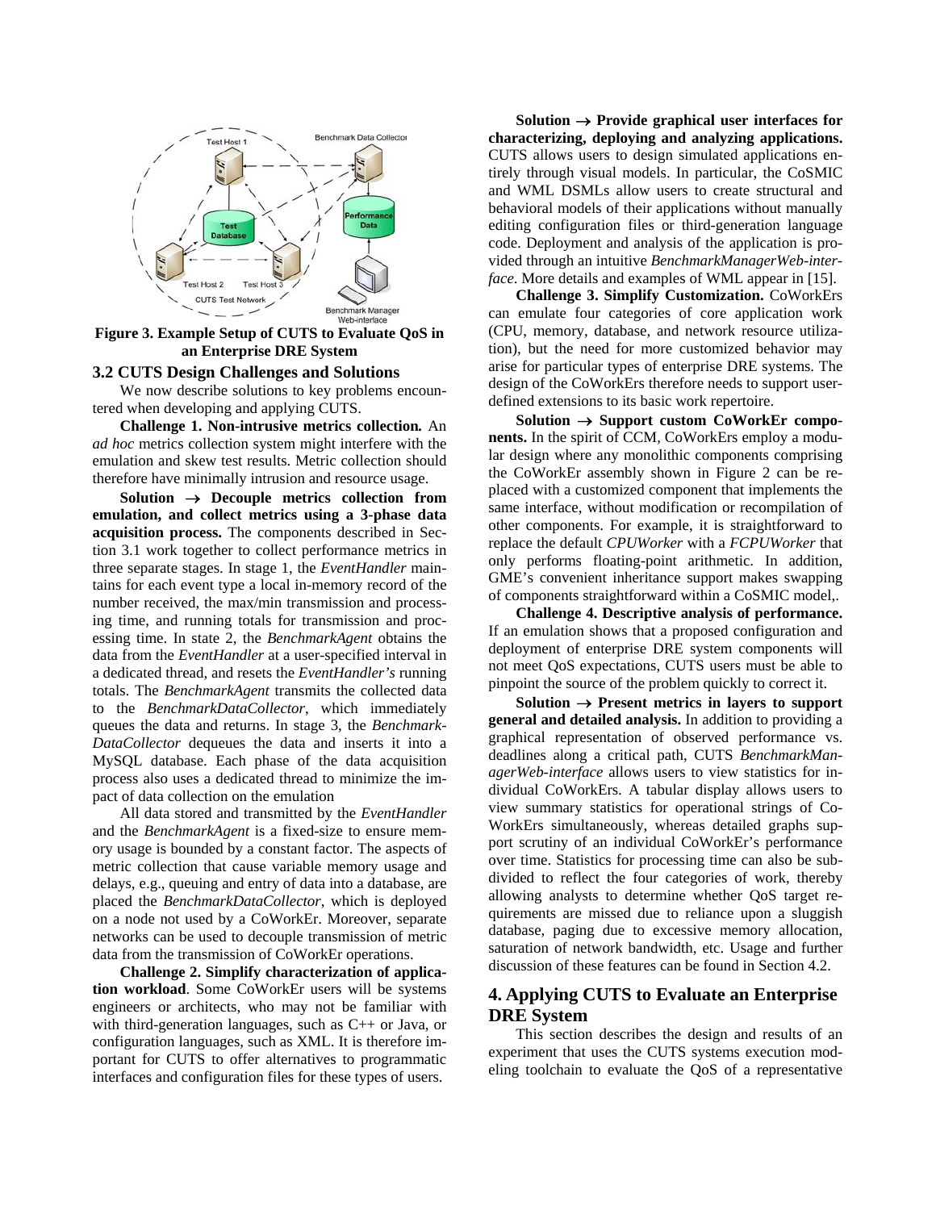Test Host 1

Benchmark Data Collector

Test Database

Performance Data

Test Host 2

Test Host 3

CUTS Test Network

Benchmark Manager Web-interface

**Figure 3. Example Setup of CUTS to Evaluate QoS in an Enterprise DRE System**

### 3.2 CUTS Design Challenges and Solutions

We now describe solutions to key problems encountered when developing and applying CUTS.

**Challenge 1. Non-intrusive metrics collection.** An *ad hoc* metrics collection system might interfere with the emulation and skew test results. Metric collection should therefore have minimally intrusion and resource usage.

**Solution → Decouple metrics collection from emulation, and collect metrics using a 3-phase data acquisition process.** The components described in Section 3.1 work together to collect performance metrics in three separate stages. In stage 1, the *EventHandler* maintains for each event type a local in-memory record of the number received, the max/min transmission and processing time, and running totals for transmission and processing time. In state 2, the *BenchmarkAgent* obtains the data from the *EventHandler* at a user-specified interval in a dedicated thread, and resets the *EventHandler's* running totals. The *BenchmarkAgent* transmits the collected data to the *BenchmarkDataCollector*, which immediately queues the data and returns. In stage 3, the *BenchmarkDataCollector* dequeues the data and inserts it into a MySQL database. Each phase of the data acquisition process also uses a dedicated thread to minimize the impact of data collection on the emulation

All data stored and transmitted by the *EventHandler* and the *BenchmarkAgent* is a fixed-size to ensure memory usage is bounded by a constant factor. The aspects of metric collection that cause variable memory usage and delays, e.g., queuing and entry of data into a database, are placed the *BenchmarkDataCollector*, which is deployed on a node not used by a CoWorkEr. Moreover, separate networks can be used to decouple transmission of metric data from the transmission of CoWorkEr operations.

**Challenge 2. Simplify characterization of application workload**. Some CoWorkEr users will be systems engineers or architects, who may not be familiar with with third-generation languages, such as C++ or Java, or configuration languages, such as XML. It is therefore important for CUTS to offer alternatives to programmatic interfaces and configuration files for these types of users.

**Solution → Provide graphical user interfaces for characterizing, deploying and analyzing applications.** CUTS allows users to design simulated applications entirely through visual models. In particular, the CoSMIC and WML DSMLs allow users to create structural and behavioral models of their applications without manually editing configuration files or third-generation language code. Deployment and analysis of the application is provided through an intuitive *BenchmarkManagerWeb-interface*. More details and examples of WML appear in [15].

**Challenge 3. Simplify Customization.** CoWorkErs can emulate four categories of core application work (CPU, memory, database, and network resource utilization), but the need for more customized behavior may arise for particular types of enterprise DRE systems. The design of the CoWorkErs therefore needs to support user-defined extensions to its basic work repertoire.

**Solution → Support custom CoWorkEr components.** In the spirit of CCM, CoWorkErs employ a modular design where any monolithic components comprising the CoWorkEr assembly shown in Figure 2 can be replaced with a customized component that implements the same interface, without modification or recompilation of other components. For example, it is straightforward to replace the default *CPUWorker* with a *FCPUWorker* that only performs floating-point arithmetic. In addition, GME's convenient inheritance support makes swapping of components straightforward within a CoSMIC model,.

**Challenge 4. Descriptive analysis of performance.** If an emulation shows that a proposed configuration and deployment of enterprise DRE system components will not meet QoS expectations, CUTS users must be able to pinpoint the source of the problem quickly to correct it.

**Solution → Present metrics in layers to support general and detailed analysis.** In addition to providing a graphical representation of observed performance vs. deadlines along a critical path, CUTS *BenchmarkManagerWeb-interface* allows users to view statistics for individual CoWorkErs. A tabular display allows users to view summary statistics for operational strings of CoWorkErs simultaneously, whereas detailed graphs support scrutiny of an individual CoWorkEr's performance over time. Statistics for processing time can also be subdivided to reflect the four categories of work, thereby allowing analysts to determine whether QoS target requirements are missed due to reliance upon a sluggish database, paging due to excessive memory allocation, saturation of network bandwidth, etc. Usage and further discussion of these features can be found in Section 4.2.

## 4. Applying CUTS to Evaluate an Enterprise DRE System

This section describes the design and results of an experiment that uses the CUTS systems execution modeling toolchain to evaluate the QoS of a representative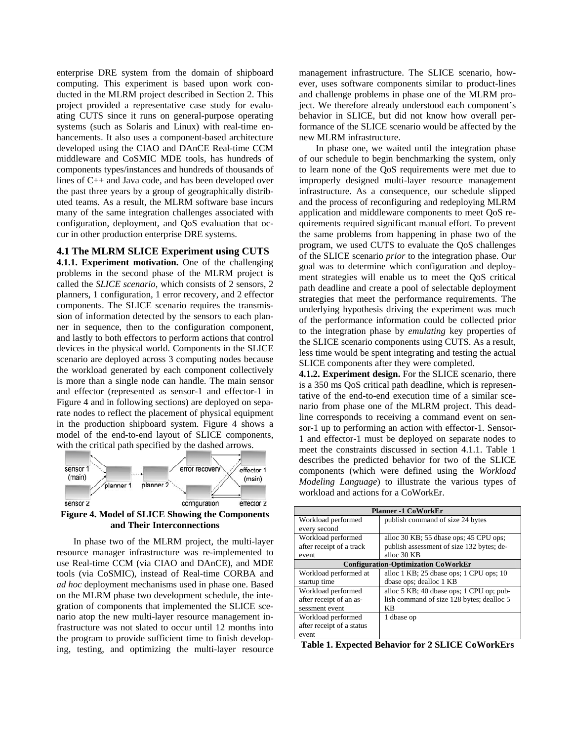enterprise DRE system from the domain of shipboard computing. This experiment is based upon work conducted in the MLRM project described in Section 2. This project provided a representative case study for evaluating CUTS since it runs on general-purpose operating systems (such as Solaris and Linux) with real-time enhancements. It also uses a component-based architecture developed using the CIAO and DAnCE Real-time CCM middleware and CoSMIC MDE tools, has hundreds of components types/instances and hundreds of thousands of lines of C++ and Java code, and has been developed over the past three years by a group of geographically distributed teams. As a result, the MLRM software base incurs many of the same integration challenges associated with configuration, deployment, and QoS evaluation that occur in other production enterprise DRE systems.

### 4.1 The MLRM SLICE Experiment using CUTS

**4.1.1. Experiment motivation.** One of the challenging problems in the second phase of the MLRM project is called the *SLICE scenario*, which consists of 2 sensors, 2 planners, 1 configuration, 1 error recovery, and 2 effector components. The SLICE scenario requires the transmission of information detected by the sensors to each planner in sequence, then to the configuration component, and lastly to both effectors to perform actions that control devices in the physical world. Components in the SLICE scenario are deployed across 3 computing nodes because the workload generated by each component collectively is more than a single node can handle. The main sensor and effector (represented as sensor-1 and effector-1 in Figure 4 and in following sections) are deployed on separate nodes to reflect the placement of physical equipment in the production shipboard system. Figure 4 shows a model of the end-to-end layout of SLICE components, with the critical path specified by the dashed arrows.

sensor 1 (main)
planner 1
planner 2
error recovery
effector 1 (main)
sensor 2
configuration
effector 2

**Figure 4. Model of SLICE Showing the Components and Their Interconnections**

In phase two of the MLRM project, the multi-layer resource manager infrastructure was re-implemented to use Real-time CCM (via CIAO and DAnCE), and MDE tools (via CoSMIC), instead of Real-time CORBA and *ad hoc* deployment mechanisms used in phase one. Based on the MLRM phase two development schedule, the integration of components that implemented the SLICE scenario atop the new multi-layer resource management infrastructure was not slated to occur until 12 months into the program to provide sufficient time to finish developing, testing, and optimizing the multi-layer resource management infrastructure. The SLICE scenario, however, uses software components similar to product-lines and challenge problems in phase one of the MLRM project. We therefore already understood each component's behavior in SLICE, but did not know how overall performance of the SLICE scenario would be affected by the new MLRM infrastructure.

In phase one, we waited until the integration phase of our schedule to begin benchmarking the system, only to learn none of the QoS requirements were met due to improperly designed multi-layer resource management infrastructure. As a consequence, our schedule slipped and the process of reconfiguring and redeploying MLRM application and middleware components to meet QoS requirements required significant manual effort. To prevent the same problems from happening in phase two of the program, we used CUTS to evaluate the QoS challenges of the SLICE scenario *prior* to the integration phase. Our goal was to determine which configuration and deployment strategies will enable us to meet the QoS critical path deadline and create a pool of selectable deployment strategies that meet the performance requirements. The underlying hypothesis driving the experiment was much of the performance information could be collected prior to the integration phase by *emulating* key properties of the SLICE scenario components using CUTS. As a result, less time would be spent integrating and testing the actual SLICE components after they were completed.

**4.1.2. Experiment design.** For the SLICE scenario, there is a 350 ms QoS critical path deadline, which is representative of the end-to-end execution time of a similar scenario from phase one of the MLRM project. This deadline corresponds to receiving a command event on sensor-1 up to performing an action with effector-1. Sensor-1 and effector-1 must be deployed on separate nodes to meet the constraints discussed in section 4.1.1. Table 1 describes the predicted behavior for two of the SLICE components (which were defined using the *Workload Modeling Language*) to illustrate the various types of workload and actions for a CoWorkEr.

| **Planner -1 CoWorkEr** | |
|---|---|
| Workload performed every second | publish command of size 24 bytes |
| Workload performed after receipt of a track event | alloc 30 KB; 55 dbase ops; 45 CPU ops; publish assessment of size 132 bytes; dealloc 30 KB |
| **Configuration-Optimization CoWorkEr** | |
| Workload performed at startup time | alloc 1 KB; 25 dbase ops; 1 CPU ops; 10 dbase ops; dealloc 1 KB |
| Workload performed after receipt of an assessment event | alloc 5 KB; 40 dbase ops; 1 CPU op; publish command of size 128 bytes; dealloc 5 KB |
| Workload performed after receipt of a status event | 1 dbase op |

**Table 1. Expected Behavior for 2 SLICE CoWorkErs**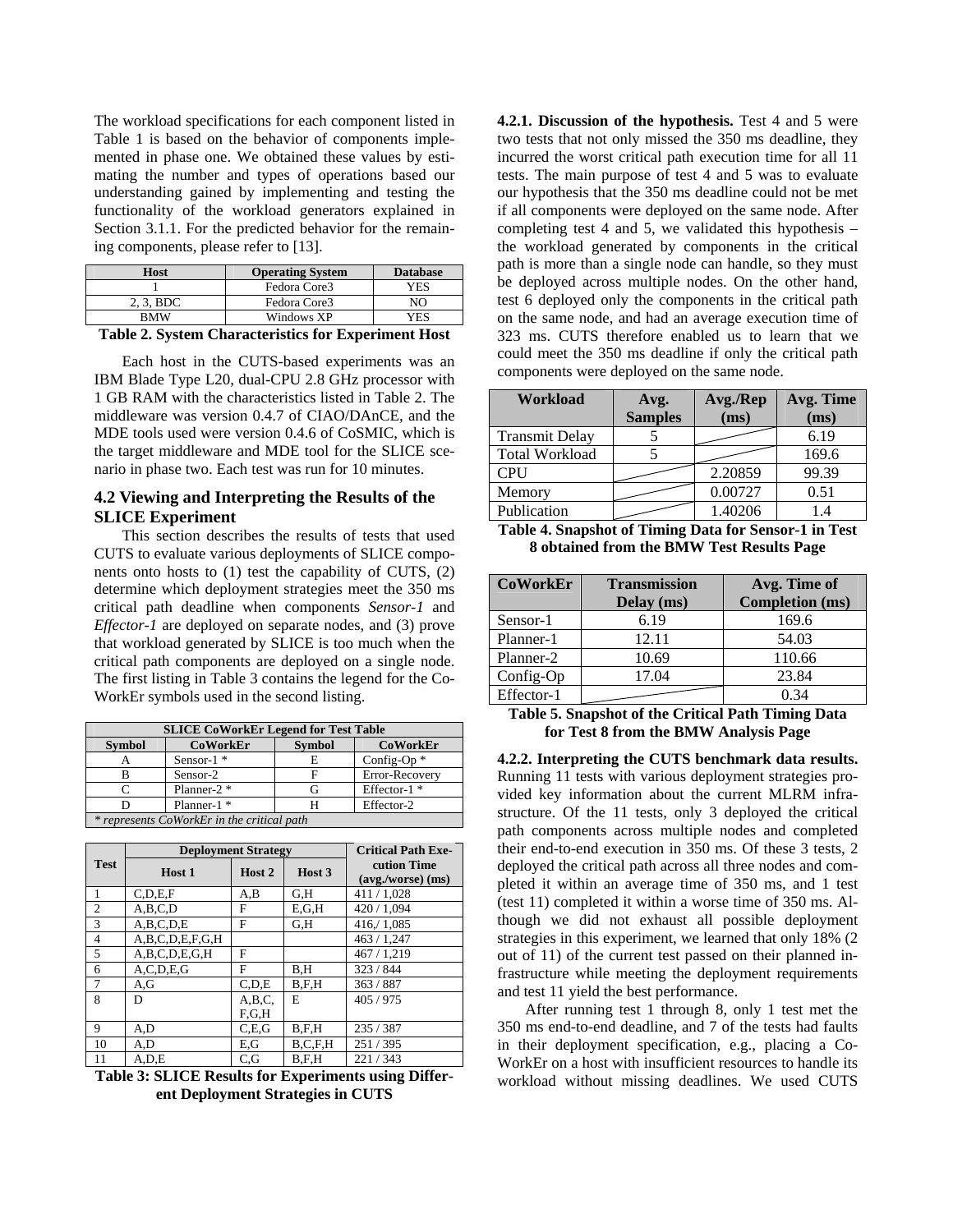The workload specifications for each component listed in Table 1 is based on the behavior of components implemented in phase one. We obtained these values by estimating the number and types of operations based our understanding gained by implementing and testing the functionality of the workload generators explained in Section 3.1.1. For the predicted behavior for the remaining components, please refer to [13].

| Host | Operating System | Database |
|---|---|---|
| 1 | Fedora Core3 | YES |
| 2, 3, BDC | Fedora Core3 | NO |
| BMW | Windows XP | YES |

**Table 2. System Characteristics for Experiment Host**

Each host in the CUTS-based experiments was an IBM Blade Type L20, dual-CPU 2.8 GHz processor with 1 GB RAM with the characteristics listed in Table 2. The middleware was version 0.4.7 of CIAO/DAnCE, and the MDE tools used were version 0.4.6 of CoSMIC, which is the target middleware and MDE tool for the SLICE scenario in phase two. Each test was run for 10 minutes.

### 4.2 Viewing and Interpreting the Results of the SLICE Experiment

This section describes the results of tests that used CUTS to evaluate various deployments of SLICE components onto hosts to (1) test the capability of CUTS, (2) determine which deployment strategies meet the 350 ms critical path deadline when components *Sensor-1* and *Effector-1* are deployed on separate nodes, and (3) prove that workload generated by SLICE is too much when the critical path components are deployed on a single node. The first listing in Table 3 contains the legend for the CoWorkEr symbols used in the second listing.

| SLICE CoWorkEr Legend for Test Table | | | |
|---|---|---|---|
| **Symbol** | **CoWorkEr** | **Symbol** | **CoWorkEr** |
| A | Sensor-1 * | E | Config-Op * |
| B | Sensor-2 | F | Error-Recovery |
| C | Planner-2 * | G | Effector-1 * |
| D | Planner-1 * | H | Effector-2 |
| *\* represents CoWorkEr in the critical path* | | | |

| Test | Deployment Strategy | | | Critical Path Execution Time (avg./worse) (ms) |
|---|---|---|---|---|
| | Host 1 | Host 2 | Host 3 | |
| 1 | C,D,E,F | A,B | G,H | 411 / 1,028 |
| 2 | A,B,C,D | F | E,G,H | 420 / 1,094 |
| 3 | A,B,C,D,E | F | G,H | 416,/ 1,085 |
| 4 | A,B,C,D,E,F,G,H | | | 463 / 1,247 |
| 5 | A,B,C,D,E,G,H | F | | 467 / 1,219 |
| 6 | A,C,D,E,G | F | B,H | 323 / 844 |
| 7 | A,G | C,D,E | B,F,H | 363 / 887 |
| 8 | D | A,B,C, F,G,H | E | 405 / 975 |
| 9 | A,D | C,E,G | B,F,H | 235 / 387 |
| 10 | A,D | E,G | B,C,F,H | 251 / 395 |
| 11 | A,D,E | C,G | B,F,H | 221 / 343 |

**Table 3: SLICE Results for Experiments using Different Deployment Strategies in CUTS**

**4.2.1. Discussion of the hypothesis.** Test 4 and 5 were two tests that not only missed the 350 ms deadline, they incurred the worst critical path execution time for all 11 tests. The main purpose of test 4 and 5 was to evaluate our hypothesis that the 350 ms deadline could not be met if all components were deployed on the same node. After completing test 4 and 5, we validated this hypothesis – the workload generated by components in the critical path is more than a single node can handle, so they must be deployed across multiple nodes. On the other hand, test 6 deployed only the components in the critical path on the same node, and had an average execution time of 323 ms. CUTS therefore enabled us to learn that we could meet the 350 ms deadline if only the critical path components were deployed on the same node.

| Workload | Avg. Samples | Avg./Rep (ms) | Avg. Time (ms) |
|---|---|---|---|
| Transmit Delay | 5 | | 6.19 |
| Total Workload | 5 | | 169.6 |
| CPU | | 2.20859 | 99.39 |
| Memory | | 0.00727 | 0.51 |
| Publication | | 1.40206 | 1.4 |

**Table 4. Snapshot of Timing Data for Sensor-1 in Test 8 obtained from the BMW Test Results Page**

| CoWorkEr | Transmission Delay (ms) | Avg. Time of Completion (ms) |
|---|---|---|
| Sensor-1 | 6.19 | 169.6 |
| Planner-1 | 12.11 | 54.03 |
| Planner-2 | 10.69 | 110.66 |
| Config-Op | 17.04 | 23.84 |
| Effector-1 | | 0.34 |

**Table 5. Snapshot of the Critical Path Timing Data for Test 8 from the BMW Analysis Page**

**4.2.2. Interpreting the CUTS benchmark data results.** Running 11 tests with various deployment strategies provided key information about the current MLRM infrastructure. Of the 11 tests, only 3 deployed the critical path components across multiple nodes and completed their end-to-end execution in 350 ms. Of these 3 tests, 2 deployed the critical path across all three nodes and completed it within an average time of 350 ms, and 1 test (test 11) completed it within a worse time of 350 ms. Although we did not exhaust all possible deployment strategies in this experiment, we learned that only 18% (2 out of 11) of the current test passed on their planned infrastructure while meeting the deployment requirements and test 11 yield the best performance.

After running test 1 through 8, only 1 test met the 350 ms end-to-end deadline, and 7 of the tests had faults in their deployment specification, e.g., placing a CoWorkEr on a host with insufficient resources to handle its workload without missing deadlines. We used CUTS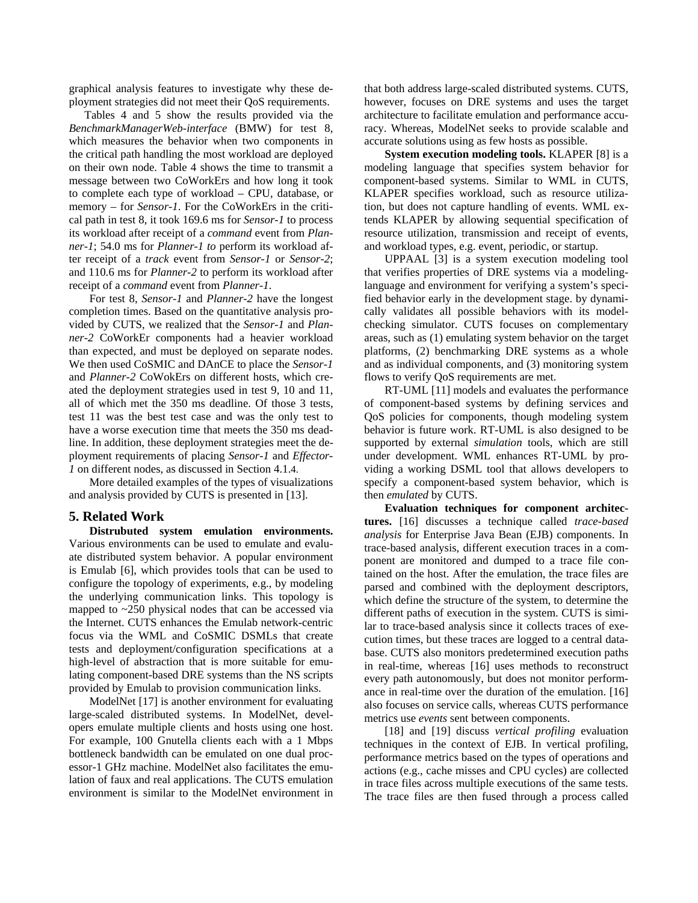graphical analysis features to investigate why these deployment strategies did not meet their QoS requirements.

Tables 4 and 5 show the results provided via the *BenchmarkManagerWeb-interface* (BMW) for test 8, which measures the behavior when two components in the critical path handling the most workload are deployed on their own node. Table 4 shows the time to transmit a message between two CoWorkErs and how long it took to complete each type of workload – CPU, database, or memory – for *Sensor-1*. For the CoWorkErs in the critical path in test 8, it took 169.6 ms for *Sensor-1* to process its workload after receipt of a *command* event from *Planner-1*; 54.0 ms for *Planner-1 to* perform its workload after receipt of a *track* event from *Sensor-1* or *Sensor-2*; and 110.6 ms for *Planner-2* to perform its workload after receipt of a *command* event from *Planner-1*.

For test 8, *Sensor-1* and *Planner-2* have the longest completion times. Based on the quantitative analysis provided by CUTS, we realized that the *Sensor-1* and *Planner-2* CoWorkEr components had a heavier workload than expected, and must be deployed on separate nodes. We then used CoSMIC and DAnCE to place the *Sensor-1* and *Planner-2* CoWokErs on different hosts, which created the deployment strategies used in test 9, 10 and 11, all of which met the 350 ms deadline. Of those 3 tests, test 11 was the best test case and was the only test to have a worse execution time that meets the 350 ms deadline. In addition, these deployment strategies meet the deployment requirements of placing *Sensor-1* and *Effector-1* on different nodes, as discussed in Section 4.1.4.

More detailed examples of the types of visualizations and analysis provided by CUTS is presented in [13].

## 5. Related Work

**Distrubuted system emulation environments.** Various environments can be used to emulate and evaluate distributed system behavior. A popular environment is Emulab [6], which provides tools that can be used to configure the topology of experiments, e.g., by modeling the underlying communication links. This topology is mapped to ~250 physical nodes that can be accessed via the Internet. CUTS enhances the Emulab network-centric focus via the WML and CoSMIC DSMLs that create tests and deployment/configuration specifications at a high-level of abstraction that is more suitable for emulating component-based DRE systems than the NS scripts provided by Emulab to provision communication links.

ModelNet [17] is another environment for evaluating large-scaled distributed systems. In ModelNet, developers emulate multiple clients and hosts using one host. For example, 100 Gnutella clients each with a 1 Mbps bottleneck bandwidth can be emulated on one dual processor-1 GHz machine. ModelNet also facilitates the emulation of faux and real applications. The CUTS emulation environment is similar to the ModelNet environment in that both address large-scaled distributed systems. CUTS, however, focuses on DRE systems and uses the target architecture to facilitate emulation and performance accuracy. Whereas, ModelNet seeks to provide scalable and accurate solutions using as few hosts as possible.

**System execution modeling tools.** KLAPER [8] is a modeling language that specifies system behavior for component-based systems. Similar to WML in CUTS, KLAPER specifies workload, such as resource utilization, but does not capture handling of events. WML extends KLAPER by allowing sequential specification of resource utilization, transmission and receipt of events, and workload types, e.g. event, periodic, or startup.

UPPAAL [3] is a system execution modeling tool that verifies properties of DRE systems via a modeling-language and environment for verifying a system's specified behavior early in the development stage. by dynamically validates all possible behaviors with its model-checking simulator. CUTS focuses on complementary areas, such as (1) emulating system behavior on the target platforms, (2) benchmarking DRE systems as a whole and as individual components, and (3) monitoring system flows to verify QoS requirements are met.

RT-UML [11] models and evaluates the performance of component-based systems by defining services and QoS policies for components, though modeling system behavior is future work. RT-UML is also designed to be supported by external *simulation* tools, which are still under development. WML enhances RT-UML by providing a working DSML tool that allows developers to specify a component-based system behavior, which is then *emulated* by CUTS.

**Evaluation techniques for component architectures.** [16] discusses a technique called *trace-based analysis* for Enterprise Java Bean (EJB) components. In trace-based analysis, different execution traces in a component are monitored and dumped to a trace file contained on the host. After the emulation, the trace files are parsed and combined with the deployment descriptors, which define the structure of the system, to determine the different paths of execution in the system. CUTS is similar to trace-based analysis since it collects traces of execution times, but these traces are logged to a central database. CUTS also monitors predetermined execution paths in real-time, whereas [16] uses methods to reconstruct every path autonomously, but does not monitor performance in real-time over the duration of the emulation. [16] also focuses on service calls, whereas CUTS performance metrics use *events* sent between components.

[18] and [19] discuss *vertical profiling* evaluation techniques in the context of EJB. In vertical profiling, performance metrics based on the types of operations and actions (e.g., cache misses and CPU cycles) are collected in trace files across multiple executions of the same tests. The trace files are then fused through a process called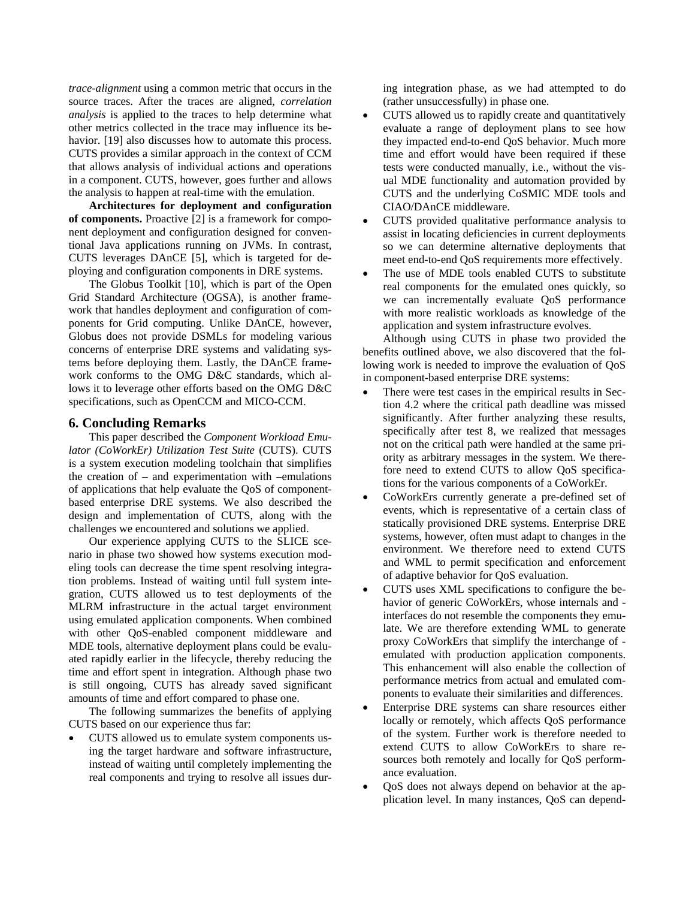*trace-alignment* using a common metric that occurs in the source traces. After the traces are aligned, *correlation analysis* is applied to the traces to help determine what other metrics collected in the trace may influence its behavior. [19] also discusses how to automate this process. CUTS provides a similar approach in the context of CCM that allows analysis of individual actions and operations in a component. CUTS, however, goes further and allows the analysis to happen at real-time with the emulation.

**Architectures for deployment and configuration of components.** Proactive [2] is a framework for component deployment and configuration designed for conventional Java applications running on JVMs. In contrast, CUTS leverages DAnCE [5], which is targeted for deploying and configuration components in DRE systems.

The Globus Toolkit [10], which is part of the Open Grid Standard Architecture (OGSA), is another framework that handles deployment and configuration of components for Grid computing. Unlike DAnCE, however, Globus does not provide DSMLs for modeling various concerns of enterprise DRE systems and validating systems before deploying them. Lastly, the DAnCE framework conforms to the OMG D&C standards, which allows it to leverage other efforts based on the OMG D&C specifications, such as OpenCCM and MICO-CCM.

## 6. Concluding Remarks

This paper described the *Component Workload Emulator (CoWorkEr) Utilization Test Suite* (CUTS). CUTS is a system execution modeling toolchain that simplifies the creation of – and experimentation with –emulations of applications that help evaluate the QoS of component-based enterprise DRE systems. We also described the design and implementation of CUTS, along with the challenges we encountered and solutions we applied.

Our experience applying CUTS to the SLICE scenario in phase two showed how systems execution modeling tools can decrease the time spent resolving integration problems. Instead of waiting until full system integration, CUTS allowed us to test deployments of the MLRM infrastructure in the actual target environment using emulated application components. When combined with other QoS-enabled component middleware and MDE tools, alternative deployment plans could be evaluated rapidly earlier in the lifecycle, thereby reducing the time and effort spent in integration. Although phase two is still ongoing, CUTS has already saved significant amounts of time and effort compared to phase one.

The following summarizes the benefits of applying CUTS based on our experience thus far:

- CUTS allowed us to emulate system components using the target hardware and software infrastructure, instead of waiting until completely implementing the real components and trying to resolve all issues during integration phase, as we had attempted to do (rather unsuccessfully) in phase one.
- CUTS allowed us to rapidly create and quantitatively evaluate a range of deployment plans to see how they impacted end-to-end QoS behavior. Much more time and effort would have been required if these tests were conducted manually, i.e., without the visual MDE functionality and automation provided by CUTS and the underlying CoSMIC MDE tools and CIAO/DAnCE middleware.
- CUTS provided qualitative performance analysis to assist in locating deficiencies in current deployments so we can determine alternative deployments that meet end-to-end QoS requirements more effectively.
- The use of MDE tools enabled CUTS to substitute real components for the emulated ones quickly, so we can incrementally evaluate QoS performance with more realistic workloads as knowledge of the application and system infrastructure evolves.

Although using CUTS in phase two provided the benefits outlined above, we also discovered that the following work is needed to improve the evaluation of QoS in component-based enterprise DRE systems:

- There were test cases in the empirical results in Section 4.2 where the critical path deadline was missed significantly. After further analyzing these results, specifically after test 8, we realized that messages not on the critical path were handled at the same priority as arbitrary messages in the system. We therefore need to extend CUTS to allow QoS specifications for the various components of a CoWorkEr.
- CoWorkErs currently generate a pre-defined set of events, which is representative of a certain class of statically provisioned DRE systems. Enterprise DRE systems, however, often must adapt to changes in the environment. We therefore need to extend CUTS and WML to permit specification and enforcement of adaptive behavior for QoS evaluation.
- CUTS uses XML specifications to configure the behavior of generic CoWorkErs, whose internals and -interfaces do not resemble the components they emulate. We are therefore extending WML to generate proxy CoWorkErs that simplify the interchange of -emulated with production application components. This enhancement will also enable the collection of performance metrics from actual and emulated components to evaluate their similarities and differences.
- Enterprise DRE systems can share resources either locally or remotely, which affects QoS performance of the system. Further work is therefore needed to extend CUTS to allow CoWorkErs to share resources both remotely and locally for QoS performance evaluation.
- QoS does not always depend on behavior at the application level. In many instances, QoS can depend-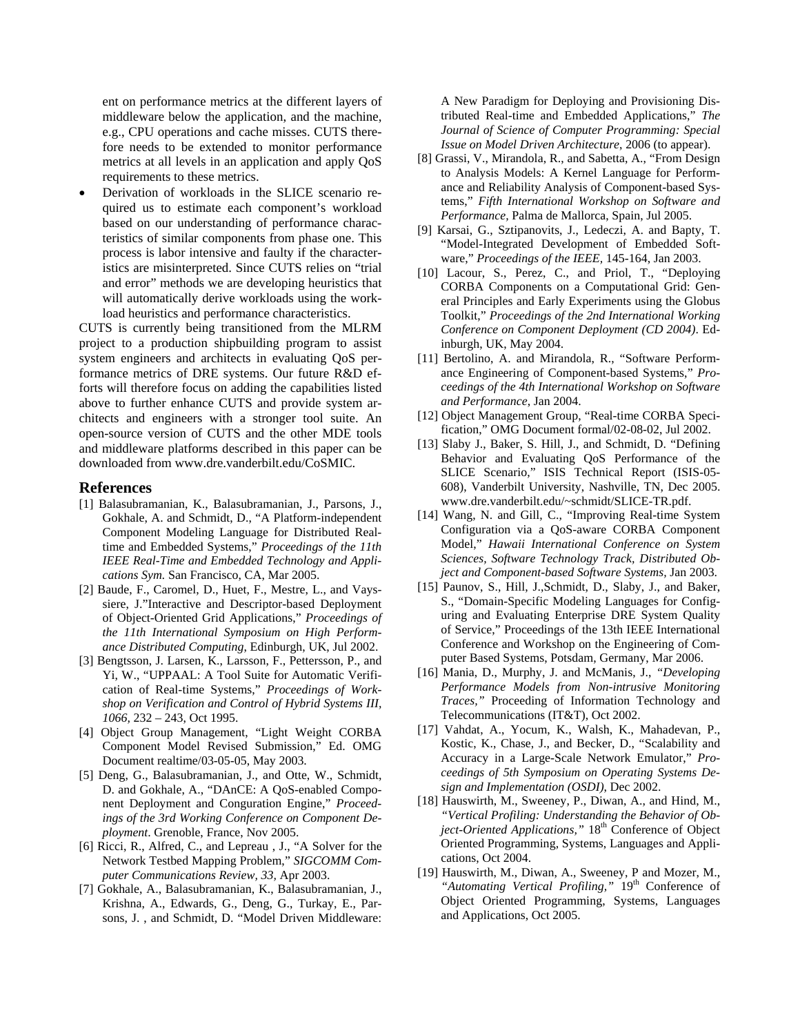ent on performance metrics at the different layers of middleware below the application, and the machine, e.g., CPU operations and cache misses. CUTS therefore needs to be extended to monitor performance metrics at all levels in an application and apply QoS requirements to these metrics.

- Derivation of workloads in the SLICE scenario required us to estimate each component's workload based on our understanding of performance characteristics of similar components from phase one. This process is labor intensive and faulty if the characteristics are misinterpreted. Since CUTS relies on "trial and error" methods we are developing heuristics that will automatically derive workloads using the workload heuristics and performance characteristics.

CUTS is currently being transitioned from the MLRM project to a production shipbuilding program to assist system engineers and architects in evaluating QoS performance metrics of DRE systems. Our future R&D efforts will therefore focus on adding the capabilities listed above to further enhance CUTS and provide system architects and engineers with a stronger tool suite. An open-source version of CUTS and the other MDE tools and middleware platforms described in this paper can be downloaded from www.dre.vanderbilt.edu/CoSMIC.

## References

[1] Balasubramanian, K., Balasubramanian, J., Parsons, J., Gokhale, A. and Schmidt, D., "A Platform-independent Component Modeling Language for Distributed Real-time and Embedded Systems," *Proceedings of the 11th IEEE Real-Time and Embedded Technology and Applications Sym.* San Francisco, CA, Mar 2005.

[2] Baude, F., Caromel, D., Huet, F., Mestre, L., and Vayssiere, J."Interactive and Descriptor-based Deployment of Object-Oriented Grid Applications," *Proceedings of the 11th International Symposium on High Performance Distributed Computing*, Edinburgh, UK, Jul 2002.

[3] Bengtsson, J. Larsen, K., Larsson, F., Pettersson, P., and Yi, W., "UPPAAL: A Tool Suite for Automatic Verification of Real-time Systems," *Proceedings of Workshop on Verification and Control of Hybrid Systems III, 1066*, 232 – 243, Oct 1995.

[4] Object Group Management, "Light Weight CORBA Component Model Revised Submission," Ed. OMG Document realtime/03-05-05, May 2003.

[5] Deng, G., Balasubramanian, J., and Otte, W., Schmidt, D. and Gokhale, A., "DAnCE: A QoS-enabled Component Deployment and Conguration Engine," *Proceedings of the 3rd Working Conference on Component Deployment*. Grenoble, France, Nov 2005.

[6] Ricci, R., Alfred, C., and Lepreau , J., "A Solver for the Network Testbed Mapping Problem," *SIGCOMM Computer Communications Review, 33*, Apr 2003.

[7] Gokhale, A., Balasubramanian, K., Balasubramanian, J., Krishna, A., Edwards, G., Deng, G., Turkay, E., Parsons, J. , and Schmidt, D. "Model Driven Middleware: A New Paradigm for Deploying and Provisioning Distributed Real-time and Embedded Applications," *The Journal of Science of Computer Programming: Special Issue on Model Driven Architecture*, 2006 (to appear).

[8] Grassi, V., Mirandola, R., and Sabetta, A., "From Design to Analysis Models: A Kernel Language for Performance and Reliability Analysis of Component-based Systems," *Fifth International Workshop on Software and Performance,* Palma de Mallorca, Spain, Jul 2005.

[9] Karsai, G., Sztipanovits, J., Ledeczi, A. and Bapty, T. "Model-Integrated Development of Embedded Software," *Proceedings of the IEEE,* 145-164, Jan 2003.

[10] Lacour, S., Perez, C., and Priol, T., "Deploying CORBA Components on a Computational Grid: General Principles and Early Experiments using the Globus Toolkit," *Proceedings of the 2nd International Working Conference on Component Deployment (CD 2004)*. Edinburgh, UK, May 2004.

[11] Bertolino, A. and Mirandola, R., "Software Performance Engineering of Component-based Systems," *Proceedings of the 4th International Workshop on Software and Performance*, Jan 2004.

[12] Object Management Group, "Real-time CORBA Specification," OMG Document formal/02-08-02, Jul 2002.

[13] Slaby J., Baker, S. Hill, J., and Schmidt, D. "Defining Behavior and Evaluating QoS Performance of the SLICE Scenario," ISIS Technical Report (ISIS-05-608), Vanderbilt University, Nashville, TN, Dec 2005. www.dre.vanderbilt.edu/~schmidt/SLICE-TR.pdf.

[14] Wang, N. and Gill, C., "Improving Real-time System Configuration via a QoS-aware CORBA Component Model," *Hawaii International Conference on System Sciences, Software Technology Track, Distributed Object and Component-based Software Systems,* Jan 2003.

[15] Paunov, S., Hill, J.,Schmidt, D., Slaby, J., and Baker, S., "Domain-Specific Modeling Languages for Configuring and Evaluating Enterprise DRE System Quality of Service," Proceedings of the 13th IEEE International Conference and Workshop on the Engineering of Computer Based Systems, Potsdam, Germany, Mar 2006.

[16] Mania, D., Murphy, J. and McManis, J., *"Developing Performance Models from Non-intrusive Monitoring Traces,"* Proceeding of Information Technology and Telecommunications (IT&T), Oct 2002.

[17] Vahdat, A., Yocum, K., Walsh, K., Mahadevan, P., Kostic, K., Chase, J., and Becker, D., "Scalability and Accuracy in a Large-Scale Network Emulator," *Proceedings of 5th Symposium on Operating Systems Design and Implementation (OSDI)*, Dec 2002.

[18] Hauswirth, M., Sweeney, P., Diwan, A., and Hind, M., *"Vertical Profiling: Understanding the Behavior of Object-Oriented Applications,"* 18th Conference of Object Oriented Programming, Systems, Languages and Applications, Oct 2004.

[19] Hauswirth, M., Diwan, A., Sweeney, P and Mozer, M., *"Automating Vertical Profiling,"* 19th Conference of Object Oriented Programming, Systems, Languages and Applications, Oct 2005.